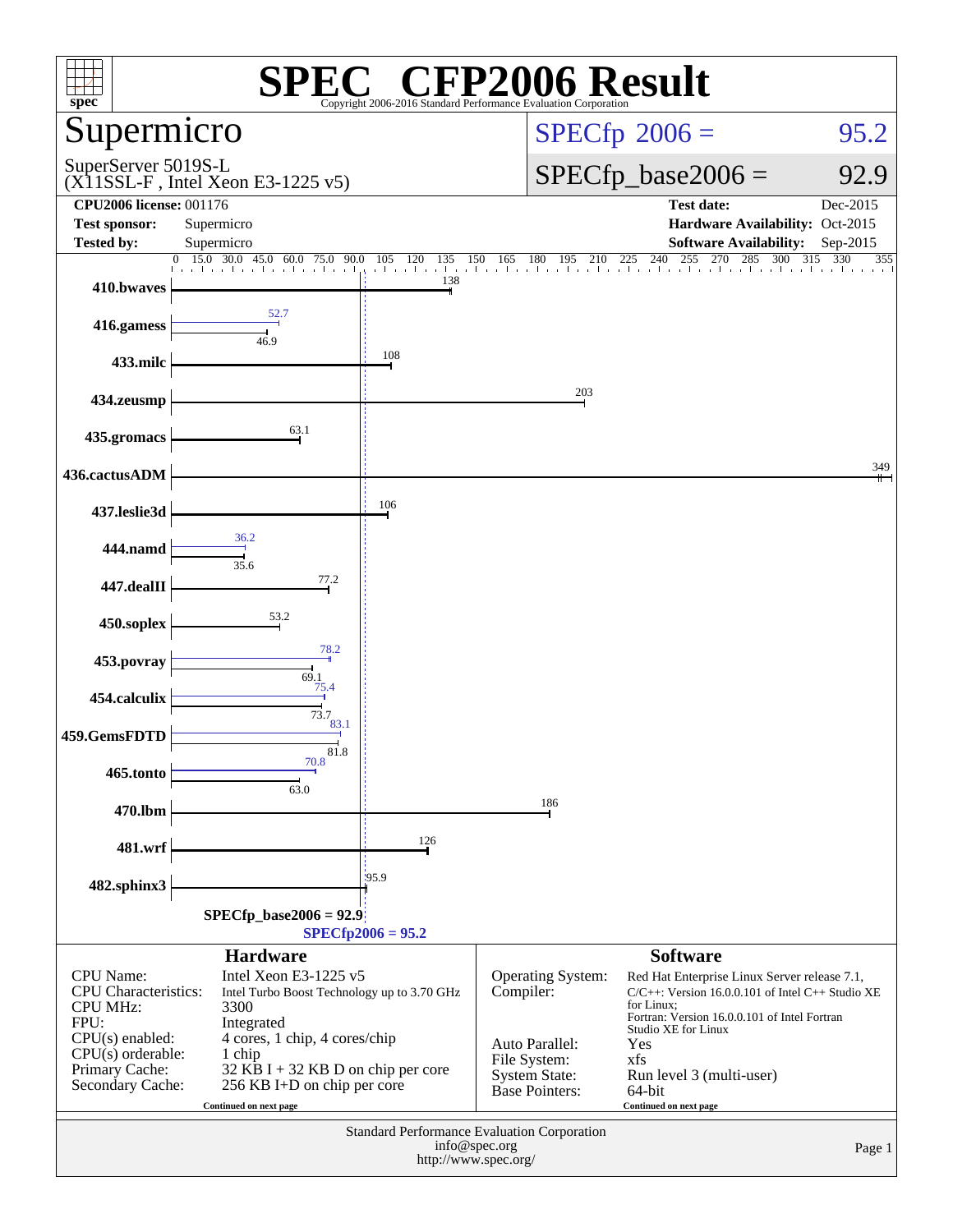# SPEC CFP2006 Result

Copyright 2006-2016 Standard Performance Evaluation Corporation

## Supermicro

SuperServer 5019S-L
(X11SSL-F , Intel Xeon E3-1225 v5)

**SPECfp 2006 = 95.2**

**SPECfp_base2006 = 92.9**

| | | | |
|---|---|---|---|
| **CPU2006 license:** 001176 | | **Test date:** | Dec-2015 |
| **Test sponsor:** | Supermicro | **Hardware Availability:** | Oct-2015 |
| **Tested by:** | Supermicro | **Software Availability:** | Sep-2015 |

| Benchmark | Base | Peak |
|---|---|---|
| 410.bwaves | 138 | 138 |
| 416.gamess | 46.9 | 52.7 |
| 433.milc | 108 | 108 |
| 434.zeusmp | 203 | 203 |
| 435.gromacs | 63.1 | 63.1 |
| 436.cactusADM | 349 | 349 |
| 437.leslie3d | 106 | 106 |
| 444.namd | 35.6 | 36.2 |
| 447.dealII | 77.2 | 77.2 |
| 450.soplex | 53.2 | 53.2 |
| 453.povray | 69.1 | 78.2 |
| 454.calculix | 73.7 | 75.4 |
| 459.GemsFDTD | 81.8 | 83.1 |
| 465.tonto | 63.0 | 70.8 |
| 470.lbm | 186 | 186 |
| 481.wrf | 126 | 126 |
| 482.sphinx3 | 95.9 | 95.9 |

**SPECfp_base2006 = 92.9**

**SPECfp2006 = 95.2**

### Hardware

| | |
|---|---|
| CPU Name: | Intel Xeon E3-1225 v5 |
| CPU Characteristics: | Intel Turbo Boost Technology up to 3.70 GHz |
| CPU MHz: | 3300 |
| FPU: | Integrated |
| CPU(s) enabled: | 4 cores, 1 chip, 4 cores/chip |
| CPU(s) orderable: | 1 chip |
| Primary Cache: | 32 KB I + 32 KB D on chip per core |
| Secondary Cache: | 256 KB I+D on chip per core |

Continued on next page

### Software

| | |
|---|---|
| Operating System: | Red Hat Enterprise Linux Server release 7.1, |
| Compiler: | C/C++: Version 16.0.0.101 of Intel C++ Studio XE for Linux; Fortran: Version 16.0.0.101 of Intel Fortran Studio XE for Linux |
| Auto Parallel: | Yes |
| File System: | xfs |
| System State: | Run level 3 (multi-user) |
| Base Pointers: | 64-bit |

Continued on next page

Standard Performance Evaluation Corporation
info@spec.org
http://www.spec.org/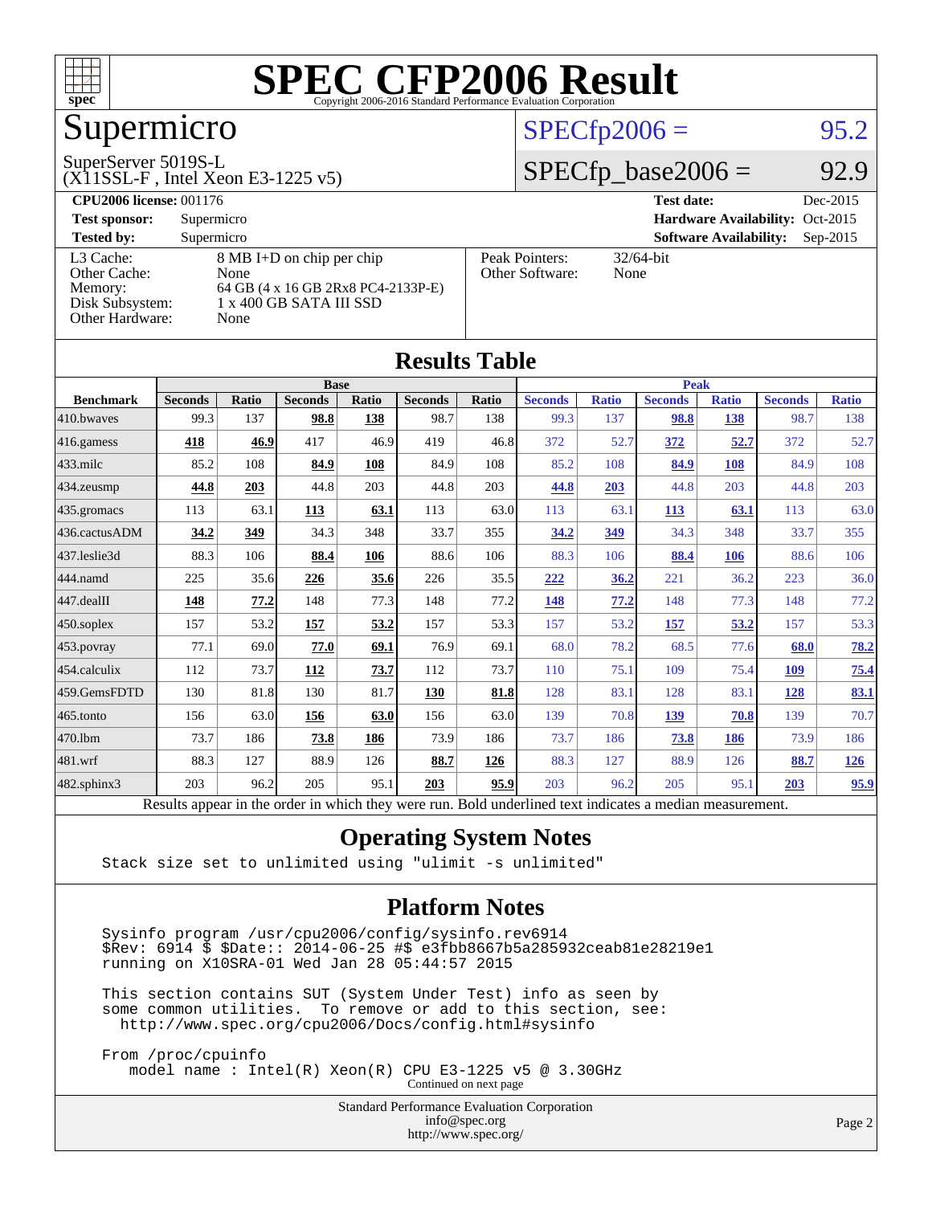# SPEC CFP2006 Result

Copyright 2006-2016 Standard Performance Evaluation Corporation

# Supermicro

SuperServer 5019S-L
(X11SSL-F , Intel Xeon E3-1225 v5)

SPECfp2006 = 95.2

SPECfp_base2006 = 92.9

| | | | |
|---|---|---|---|
| **CPU2006 license:** 001176 | | **Test date:** | Dec-2015 |
| **Test sponsor:** | Supermicro | **Hardware Availability:** | Oct-2015 |
| **Tested by:** | Supermicro | **Software Availability:** | Sep-2015 |

| | | | |
|---|---|---|---|
| L3 Cache: | 8 MB I+D on chip per chip | Peak Pointers: | 32/64-bit |
| Other Cache: | None | Other Software: | None |
| Memory: | 64 GB (4 x 16 GB 2Rx8 PC4-2133P-E) | | |
| Disk Subsystem: | 1 x 400 GB SATA III SSD | | |
| Other Hardware: | None | | |

## Results Table

| | Base | | | | | | Peak | | | | | |
|---|---|---|---|---|---|---|---|---|---|---|---|---|
| **Benchmark** | **Seconds** | **Ratio** | **Seconds** | **Ratio** | **Seconds** | **Ratio** | **Seconds** | **Ratio** | **Seconds** | **Ratio** | **Seconds** | **Ratio** |
| 410.bwaves | 99.3 | 137 | **98.8** | **138** | 98.7 | 138 | 99.3 | 137 | **98.8** | **138** | 98.7 | 138 |
| 416.gamess | **418** | **46.9** | 417 | 46.9 | 419 | 46.8 | 372 | 52.7 | **372** | **52.7** | 372 | 52.7 |
| 433.milc | 85.2 | 108 | **84.9** | **108** | 84.9 | 108 | 85.2 | 108 | **84.9** | **108** | 84.9 | 108 |
| 434.zeusmp | **44.8** | **203** | 44.8 | 203 | 44.8 | 203 | **44.8** | **203** | 44.8 | 203 | 44.8 | 203 |
| 435.gromacs | 113 | 63.1 | **113** | **63.1** | 113 | 63.0 | 113 | 63.1 | **113** | **63.1** | 113 | 63.0 |
| 436.cactusADM | **34.2** | **349** | 34.3 | 348 | 33.7 | 355 | **34.2** | **349** | 34.3 | 348 | 33.7 | 355 |
| 437.leslie3d | 88.3 | 106 | **88.4** | **106** | 88.6 | 106 | 88.3 | 106 | **88.4** | **106** | 88.6 | 106 |
| 444.namd | 225 | 35.6 | **226** | **35.6** | 226 | 35.5 | **222** | **36.2** | 221 | 36.2 | 223 | 36.0 |
| 447.dealII | **148** | **77.2** | 148 | 77.3 | 148 | 77.2 | **148** | **77.2** | 148 | 77.3 | 148 | 77.2 |
| 450.soplex | 157 | 53.2 | **157** | **53.2** | 157 | 53.3 | 157 | 53.2 | **157** | **53.2** | 157 | 53.3 |
| 453.povray | 77.1 | 69.0 | **77.0** | **69.1** | 76.9 | 69.1 | 68.0 | 78.2 | 68.5 | 77.6 | **68.0** | **78.2** |
| 454.calculix | 112 | 73.7 | **112** | **73.7** | 112 | 73.7 | 110 | 75.1 | 109 | 75.4 | **109** | **75.4** |
| 459.GemsFDTD | 130 | 81.8 | 130 | 81.7 | **130** | **81.8** | 128 | 83.1 | 128 | 83.1 | **128** | **83.1** |
| 465.tonto | 156 | 63.0 | **156** | **63.0** | 156 | 63.0 | 139 | 70.8 | **139** | **70.8** | 139 | 70.7 |
| 470.lbm | 73.7 | 186 | **73.8** | **186** | 73.9 | 186 | 73.7 | 186 | **73.8** | **186** | 73.9 | 186 |
| 481.wrf | 88.3 | 127 | 88.9 | 126 | **88.7** | **126** | 88.3 | 127 | 88.9 | 126 | **88.7** | **126** |
| 482.sphinx3 | 203 | 96.2 | 205 | 95.1 | **203** | **95.9** | 203 | 96.2 | 205 | 95.1 | **203** | **95.9** |

Results appear in the order in which they were run. Bold underlined text indicates a median measurement.

## Operating System Notes

```
Stack size set to unlimited using "ulimit -s unlimited"
```

## Platform Notes

```
Sysinfo program /usr/cpu2006/config/sysinfo.rev6914
$Rev: 6914 $ $Date:: 2014-06-25 #$ e3fbb8667b5a285932ceab81e28219e1
running on X10SRA-01 Wed Jan 28 05:44:57 2015

This section contains SUT (System Under Test) info as seen by
some common utilities.  To remove or add to this section, see:
  http://www.spec.org/cpu2006/Docs/config.html#sysinfo

From /proc/cpuinfo
   model name : Intel(R) Xeon(R) CPU E3-1225 v5 @ 3.30GHz
```

Continued on next page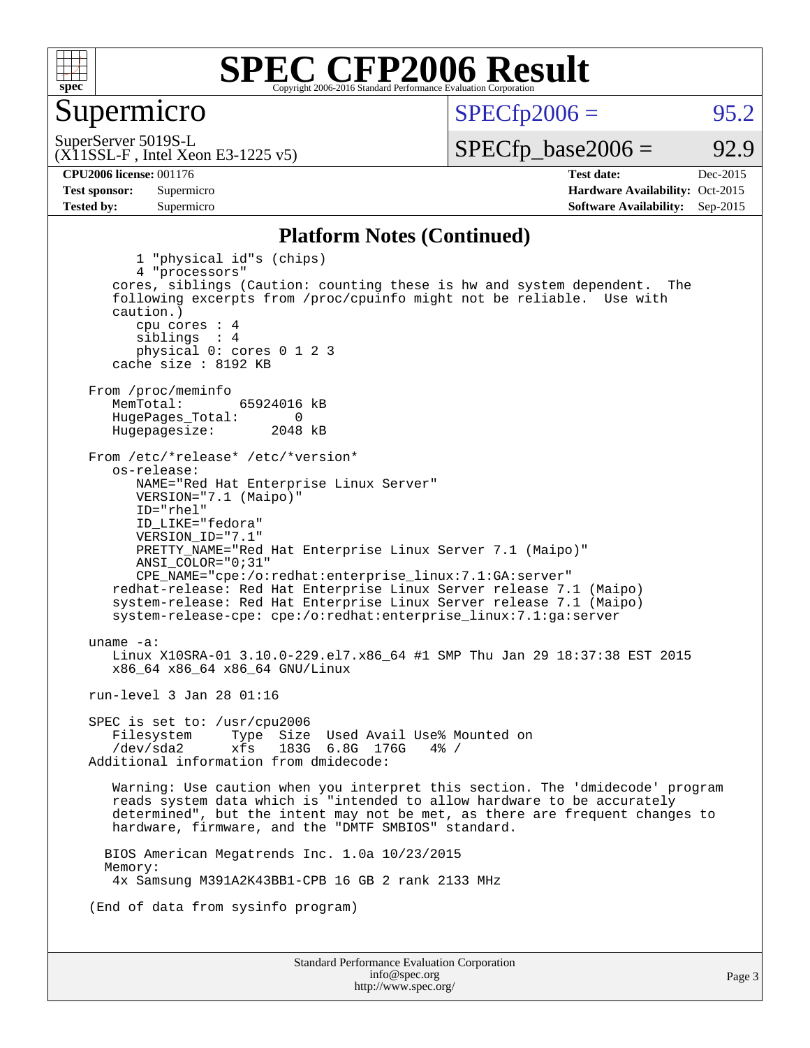# SPEC CFP2006 Result

Copyright 2006-2016 Standard Performance Evaluation Corporation

## Supermicro

SuperServer 5019S-L
(X11SSL-F , Intel Xeon E3-1225 v5)

SPECfp2006 = 95.2

SPECfp_base2006 = 92.9

**CPU2006 license:** 001176
**Test sponsor:** Supermicro
**Tested by:** Supermicro

**Test date:** Dec-2015
**Hardware Availability:** Oct-2015
**Software Availability:** Sep-2015

### Platform Notes (Continued)

```
        1 "physical id"s (chips)
        4 "processors"
     cores, siblings (Caution: counting these is hw and system dependent.  The
     following excerpts from /proc/cpuinfo might not be reliable.  Use with
     caution.)
        cpu cores : 4
        siblings  : 4
        physical 0: cores 0 1 2 3
     cache size : 8192 KB

  From /proc/meminfo
     MemTotal:       65924016 kB
     HugePages_Total:       0
     Hugepagesize:       2048 kB

  From /etc/*release* /etc/*version*
     os-release:
        NAME="Red Hat Enterprise Linux Server"
        VERSION="7.1 (Maipo)"
        ID="rhel"
        ID_LIKE="fedora"
        VERSION_ID="7.1"
        PRETTY_NAME="Red Hat Enterprise Linux Server 7.1 (Maipo)"
        ANSI_COLOR="0;31"
        CPE_NAME="cpe:/o:redhat:enterprise_linux:7.1:GA:server"
     redhat-release: Red Hat Enterprise Linux Server release 7.1 (Maipo)
     system-release: Red Hat Enterprise Linux Server release 7.1 (Maipo)
     system-release-cpe: cpe:/o:redhat:enterprise_linux:7.1:ga:server

  uname -a:
     Linux X10SRA-01 3.10.0-229.el7.x86_64 #1 SMP Thu Jan 29 18:37:38 EST 2015
     x86_64 x86_64 x86_64 GNU/Linux

  run-level 3 Jan 28 01:16

  SPEC is set to: /usr/cpu2006
     Filesystem     Type  Size  Used Avail Use% Mounted on
     /dev/sda2      xfs   183G  6.8G  176G   4% /
  Additional information from dmidecode:

     Warning: Use caution when you interpret this section. The 'dmidecode' program
     reads system data which is "intended to allow hardware to be accurately
     determined", but the intent may not be met, as there are frequent changes to
     hardware, firmware, and the "DMTF SMBIOS" standard.

    BIOS American Megatrends Inc. 1.0a 10/23/2015
    Memory:
     4x Samsung M391A2K43BB1-CPB 16 GB 2 rank 2133 MHz

  (End of data from sysinfo program)
```

Standard Performance Evaluation Corporation
info@spec.org
http://www.spec.org/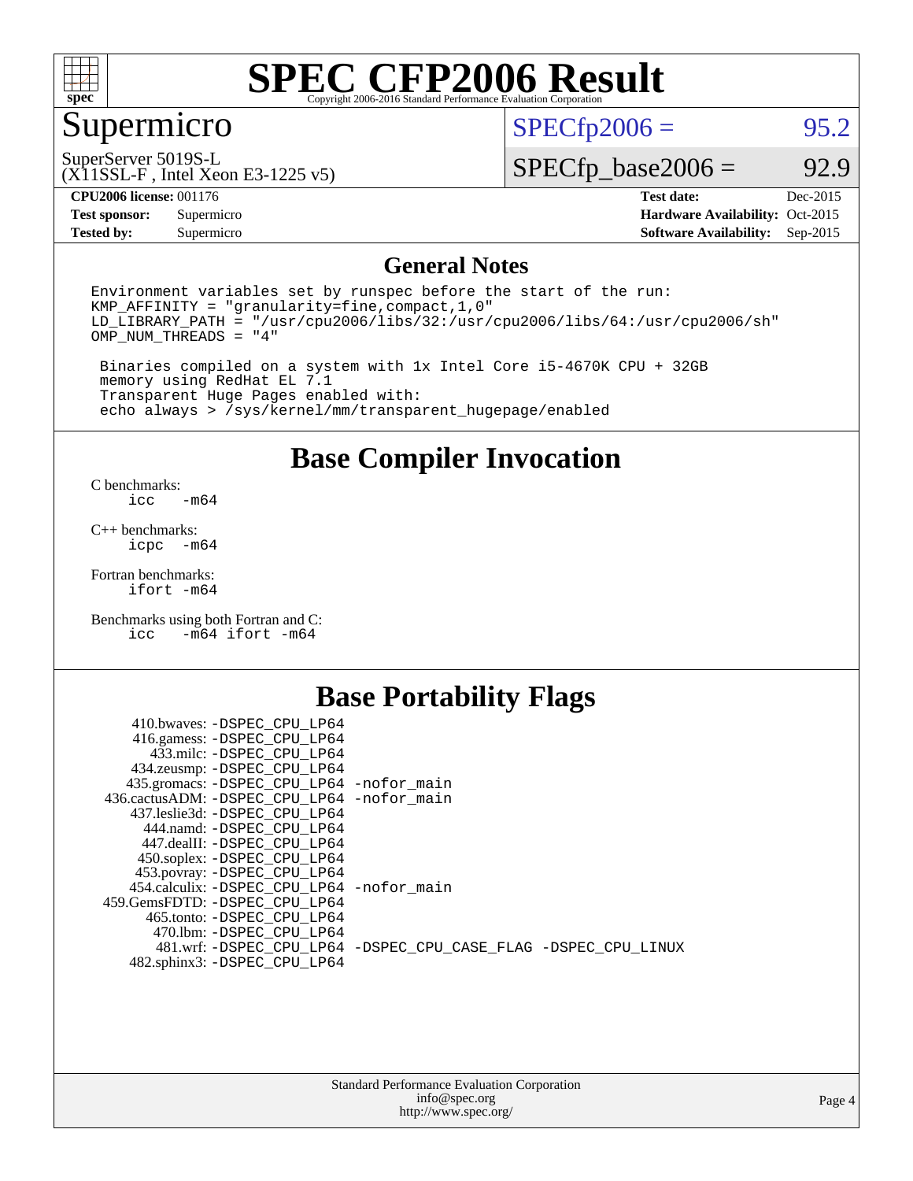# SPEC CFP2006 Result

Copyright 2006-2016 Standard Performance Evaluation Corporation

## Supermicro

SuperServer 5019S-L
(X11SSL-F , Intel Xeon E3-1225 v5)

SPECfp2006 = 95.2

SPECfp_base2006 = 92.9

| | | | |
|---|---|---|---|
| **CPU2006 license:** 001176 | | **Test date:** | Dec-2015 |
| **Test sponsor:** | Supermicro | **Hardware Availability:** | Oct-2015 |
| **Tested by:** | Supermicro | **Software Availability:** | Sep-2015 |

## General Notes

```
Environment variables set by runspec before the start of the run:
KMP_AFFINITY = "granularity=fine,compact,1,0"
LD_LIBRARY_PATH = "/usr/cpu2006/libs/32:/usr/cpu2006/libs/64:/usr/cpu2006/sh"
OMP_NUM_THREADS = "4"

 Binaries compiled on a system with 1x Intel Core i5-4670K CPU + 32GB
 memory using RedHat EL 7.1
 Transparent Huge Pages enabled with:
 echo always > /sys/kernel/mm/transparent_hugepage/enabled
```

## Base Compiler Invocation

C benchmarks:
 icc -m64

C++ benchmarks:
 icpc -m64

Fortran benchmarks:
 ifort -m64

Benchmarks using both Fortran and C:
 icc -m64 ifort -m64

## Base Portability Flags

410.bwaves: -DSPEC_CPU_LP64
416.gamess: -DSPEC_CPU_LP64
433.milc: -DSPEC_CPU_LP64
434.zeusmp: -DSPEC_CPU_LP64
435.gromacs: -DSPEC_CPU_LP64 -nofor_main
436.cactusADM: -DSPEC_CPU_LP64 -nofor_main
437.leslie3d: -DSPEC_CPU_LP64
444.namd: -DSPEC_CPU_LP64
447.dealII: -DSPEC_CPU_LP64
450.soplex: -DSPEC_CPU_LP64
453.povray: -DSPEC_CPU_LP64
454.calculix: -DSPEC_CPU_LP64 -nofor_main
459.GemsFDTD: -DSPEC_CPU_LP64
465.tonto: -DSPEC_CPU_LP64
470.lbm: -DSPEC_CPU_LP64
481.wrf: -DSPEC_CPU_LP64 -DSPEC_CPU_CASE_FLAG -DSPEC_CPU_LINUX
482.sphinx3: -DSPEC_CPU_LP64

Standard Performance Evaluation Corporation
info@spec.org
http://www.spec.org/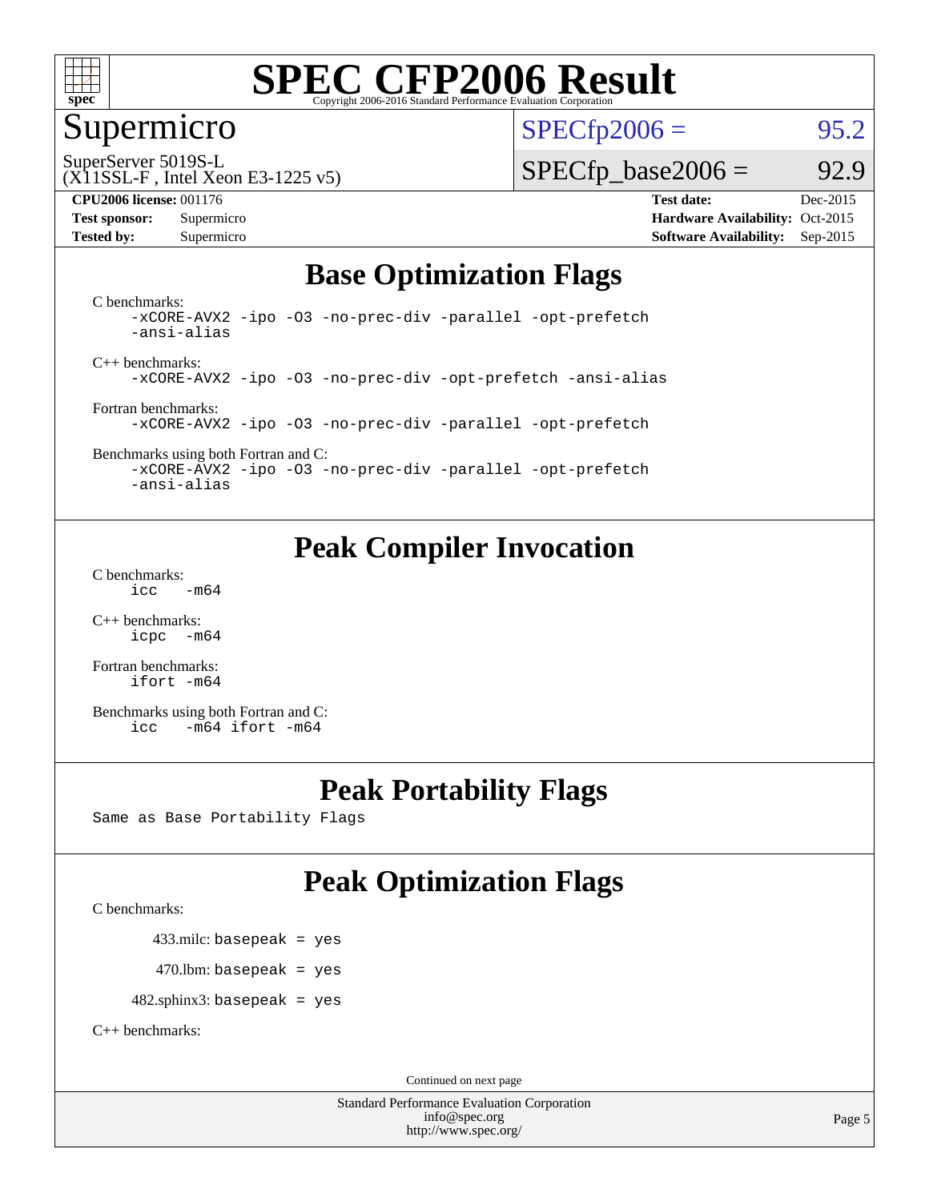# SPEC CFP2006 Result

Copyright 2006-2016 Standard Performance Evaluation Corporation

## Supermicro

SuperServer 5019S-L
(X11SSL-F , Intel Xeon E3-1225 v5)

| | |
|---|---|
| SPECfp2006 = | 95.2 |
| SPECfp_base2006 = | 92.9 |

| | | | |
|---|---|---|---|
| **CPU2006 license:** 001176 | | **Test date:** | Dec-2015 |
| **Test sponsor:** | Supermicro | **Hardware Availability:** | Oct-2015 |
| **Tested by:** | Supermicro | **Software Availability:** | Sep-2015 |

## Base Optimization Flags

C benchmarks:
```
-xCORE-AVX2 -ipo -O3 -no-prec-div -parallel -opt-prefetch
-ansi-alias
```

C++ benchmarks:
```
-xCORE-AVX2 -ipo -O3 -no-prec-div -opt-prefetch -ansi-alias
```

Fortran benchmarks:
```
-xCORE-AVX2 -ipo -O3 -no-prec-div -parallel -opt-prefetch
```

Benchmarks using both Fortran and C:
```
-xCORE-AVX2 -ipo -O3 -no-prec-div -parallel -opt-prefetch
-ansi-alias
```

## Peak Compiler Invocation

C benchmarks:
```
icc   -m64
```

C++ benchmarks:
```
icpc  -m64
```

Fortran benchmarks:
```
ifort -m64
```

Benchmarks using both Fortran and C:
```
icc   -m64 ifort -m64
```

## Peak Portability Flags

Same as Base Portability Flags

## Peak Optimization Flags

C benchmarks:

433.milc: `basepeak = yes`

470.lbm: `basepeak = yes`

482.sphinx3: `basepeak = yes`

C++ benchmarks:

Continued on next page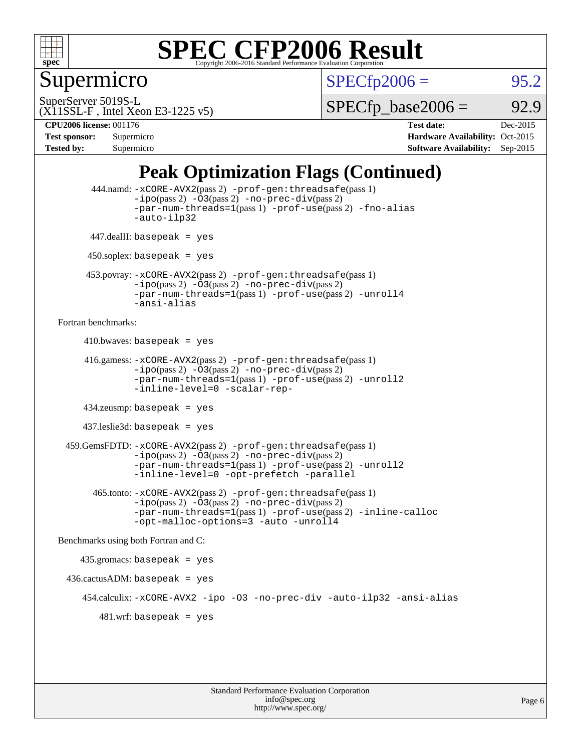# SPEC CFP2006 Result

Copyright 2006-2016 Standard Performance Evaluation Corporation

## Supermicro

SuperServer 5019S-L
(X11SSL-F , Intel Xeon E3-1225 v5)

SPECfp2006 = 95.2

SPECfp_base2006 = 92.9

| | | | |
|---|---|---|---|
| **CPU2006 license:** | 001176 | **Test date:** | Dec-2015 |
| **Test sponsor:** | Supermicro | **Hardware Availability:** | Oct-2015 |
| **Tested by:** | Supermicro | **Software Availability:** | Sep-2015 |

## Peak Optimization Flags (Continued)

444.namd: -xCORE-AVX2(pass 2) -prof-gen:threadsafe(pass 1) -ipo(pass 2) -O3(pass 2) -no-prec-div(pass 2) -par-num-threads=1(pass 1) -prof-use(pass 2) -fno-alias -auto-ilp32

447.dealII: basepeak = yes

450.soplex: basepeak = yes

453.povray: -xCORE-AVX2(pass 2) -prof-gen:threadsafe(pass 1) -ipo(pass 2) -O3(pass 2) -no-prec-div(pass 2) -par-num-threads=1(pass 1) -prof-use(pass 2) -unroll4 -ansi-alias

Fortran benchmarks:

410.bwaves: basepeak = yes

416.gamess: -xCORE-AVX2(pass 2) -prof-gen:threadsafe(pass 1) -ipo(pass 2) -O3(pass 2) -no-prec-div(pass 2) -par-num-threads=1(pass 1) -prof-use(pass 2) -unroll2 -inline-level=0 -scalar-rep-

434.zeusmp: basepeak = yes

437.leslie3d: basepeak = yes

459.GemsFDTD: -xCORE-AVX2(pass 2) -prof-gen:threadsafe(pass 1) -ipo(pass 2) -O3(pass 2) -no-prec-div(pass 2) -par-num-threads=1(pass 1) -prof-use(pass 2) -unroll2 -inline-level=0 -opt-prefetch -parallel

465.tonto: -xCORE-AVX2(pass 2) -prof-gen:threadsafe(pass 1) -ipo(pass 2) -O3(pass 2) -no-prec-div(pass 2) -par-num-threads=1(pass 1) -prof-use(pass 2) -inline-calloc -opt-malloc-options=3 -auto -unroll4

Benchmarks using both Fortran and C:

435.gromacs: basepeak = yes

436.cactusADM: basepeak = yes

454.calculix: -xCORE-AVX2 -ipo -O3 -no-prec-div -auto-ilp32 -ansi-alias

481.wrf: basepeak = yes

Standard Performance Evaluation Corporation
info@spec.org
http://www.spec.org/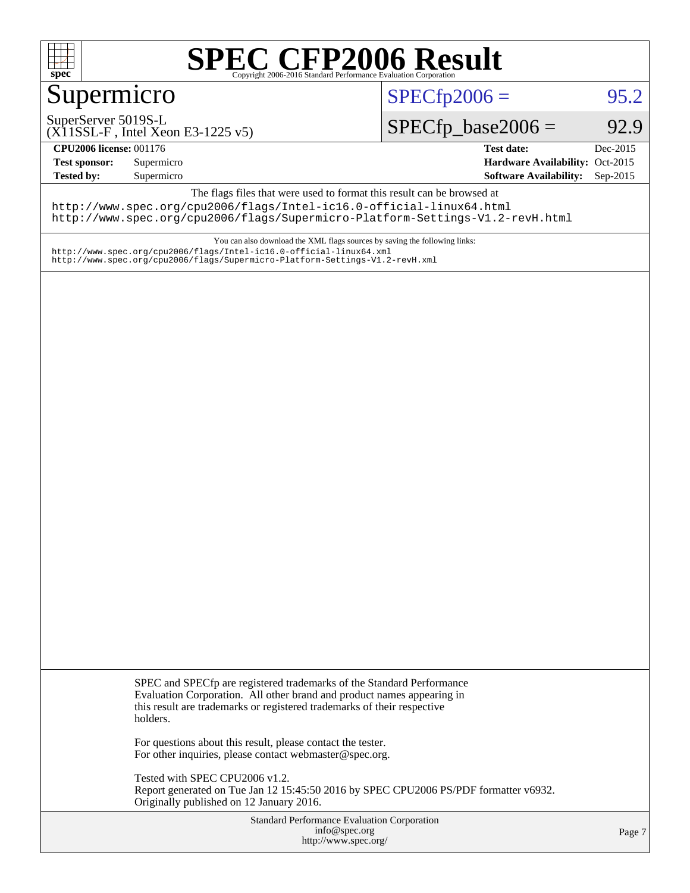# SPEC CFP2006 Result

Copyright 2006-2016 Standard Performance Evaluation Corporation

## Supermicro

SuperServer 5019S-L
(X11SSL-F , Intel Xeon E3-1225 v5)

SPECfp2006 = 95.2

SPECfp_base2006 = 92.9

| | | | |
|---|---|---|---|
| **CPU2006 license:** 001176 | | **Test date:** | Dec-2015 |
| **Test sponsor:** | Supermicro | **Hardware Availability:** | Oct-2015 |
| **Tested by:** | Supermicro | **Software Availability:** | Sep-2015 |

The flags files that were used to format this result can be browsed at

```
http://www.spec.org/cpu2006/flags/Intel-ic16.0-official-linux64.html
http://www.spec.org/cpu2006/flags/Supermicro-Platform-Settings-V1.2-revH.html
```

You can also download the XML flags sources by saving the following links:

```
http://www.spec.org/cpu2006/flags/Intel-ic16.0-official-linux64.xml
http://www.spec.org/cpu2006/flags/Supermicro-Platform-Settings-V1.2-revH.xml
```

SPEC and SPECfp are registered trademarks of the Standard Performance Evaluation Corporation. All other brand and product names appearing in this result are trademarks or registered trademarks of their respective holders.

For questions about this result, please contact the tester.
For other inquiries, please contact webmaster@spec.org.

Tested with SPEC CPU2006 v1.2.
Report generated on Tue Jan 12 15:45:50 2016 by SPEC CPU2006 PS/PDF formatter v6932.
Originally published on 12 January 2016.

Standard Performance Evaluation Corporation
info@spec.org
http://www.spec.org/